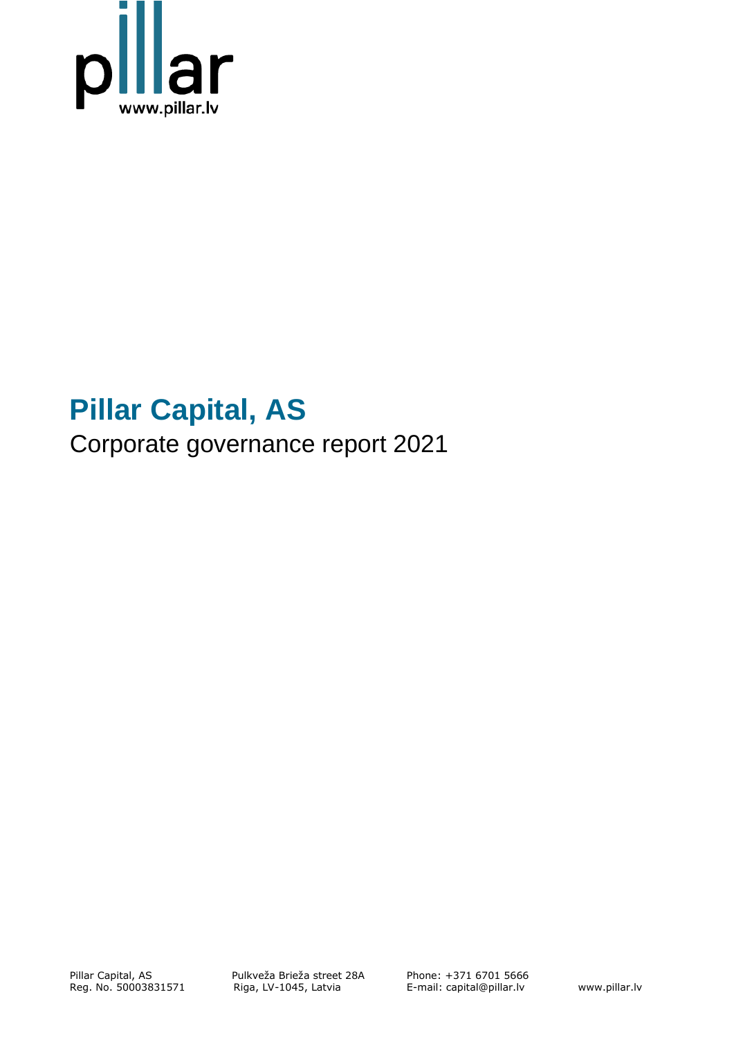pillar

www.pillar.lv

# Pillar Capital, AS

Corporate governance report 2021

Pillar Capital, AS
Reg. No. 50003831571

Pulkveža Brieža street 28A
Riga, LV-1045, Latvia

Phone: +371 6701 5666
E-mail: capital@pillar.lv

www.pillar.lv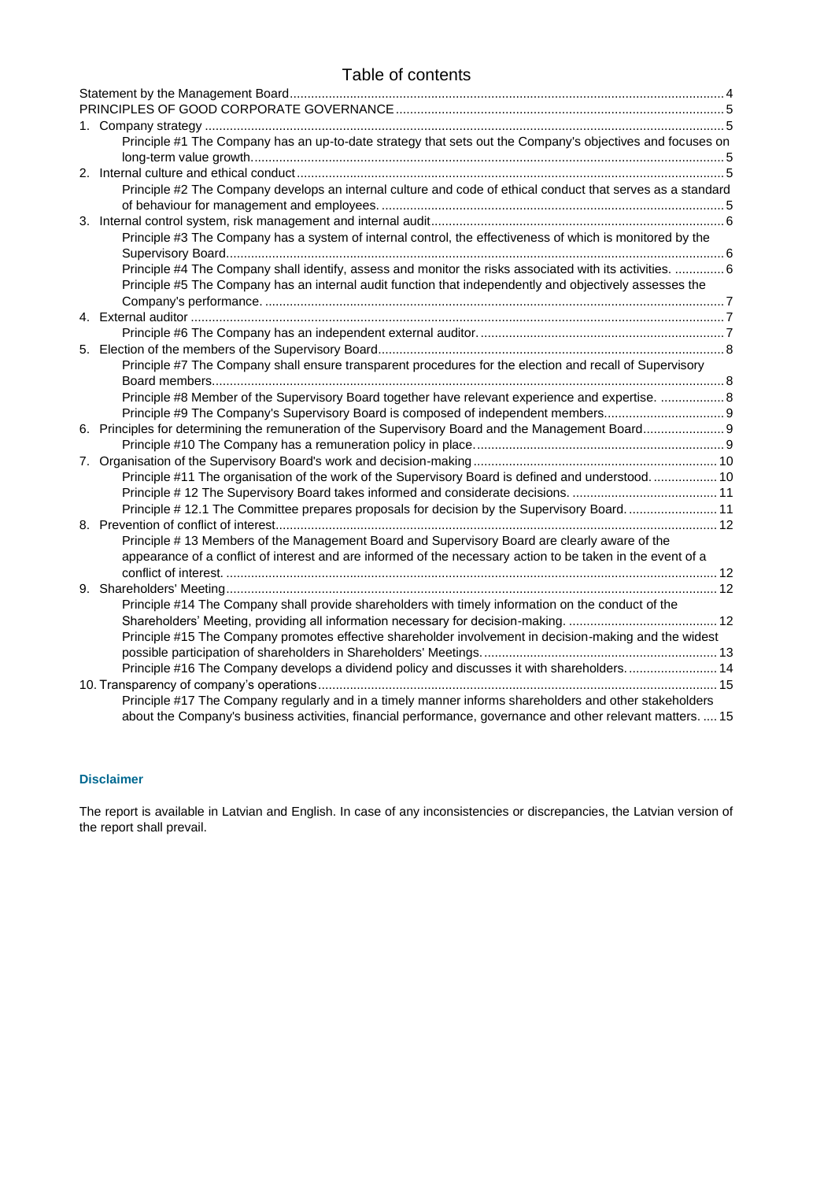# Table of contents

Statement by the Management Board ........ 4

PRINCIPLES OF GOOD CORPORATE GOVERNANCE ........ 5

1. Company strategy ........ 5
   - Principle #1 The Company has an up-to-date strategy that sets out the Company's objectives and focuses on long-term value growth. ........ 5
2. Internal culture and ethical conduct ........ 5
   - Principle #2 The Company develops an internal culture and code of ethical conduct that serves as a standard of behaviour for management and employees. ........ 5
3. Internal control system, risk management and internal audit ........ 6
   - Principle #3 The Company has a system of internal control, the effectiveness of which is monitored by the Supervisory Board. ........ 6
   - Principle #4 The Company shall identify, assess and monitor the risks associated with its activities. ........ 6
   - Principle #5 The Company has an internal audit function that independently and objectively assesses the Company's performance. ........ 7
4. External auditor ........ 7
   - Principle #6 The Company has an independent external auditor. ........ 7
5. Election of the members of the Supervisory Board ........ 8
   - Principle #7 The Company shall ensure transparent procedures for the election and recall of Supervisory Board members. ........ 8
   - Principle #8 Member of the Supervisory Board together have relevant experience and expertise. ........ 8
   - Principle #9 The Company's Supervisory Board is composed of independent members. ........ 9
6. Principles for determining the remuneration of the Supervisory Board and the Management Board ........ 9
   - Principle #10 The Company has a remuneration policy in place. ........ 9
7. Organisation of the Supervisory Board's work and decision-making ........ 10
   - Principle #11 The organisation of the work of the Supervisory Board is defined and understood. ........ 10
   - Principle # 12 The Supervisory Board takes informed and considerate decisions. ........ 11
   - Principle # 12.1 The Committee prepares proposals for decision by the Supervisory Board. ........ 11
8. Prevention of conflict of interest ........ 12
   - Principle # 13 Members of the Management Board and Supervisory Board are clearly aware of the appearance of a conflict of interest and are informed of the necessary action to be taken in the event of a conflict of interest. ........ 12
9. Shareholders' Meeting ........ 12
   - Principle #14 The Company shall provide shareholders with timely information on the conduct of the Shareholders' Meeting, providing all information necessary for decision-making. ........ 12
   - Principle #15 The Company promotes effective shareholder involvement in decision-making and the widest possible participation of shareholders in Shareholders' Meetings. ........ 13
   - Principle #16 The Company develops a dividend policy and discusses it with shareholders. ........ 14
10. Transparency of company's operations ........ 15
    - Principle #17 The Company regularly and in a timely manner informs shareholders and other stakeholders about the Company's business activities, financial performance, governance and other relevant matters. ........ 15

### Disclaimer

The report is available in Latvian and English. In case of any inconsistencies or discrepancies, the Latvian version of the report shall prevail.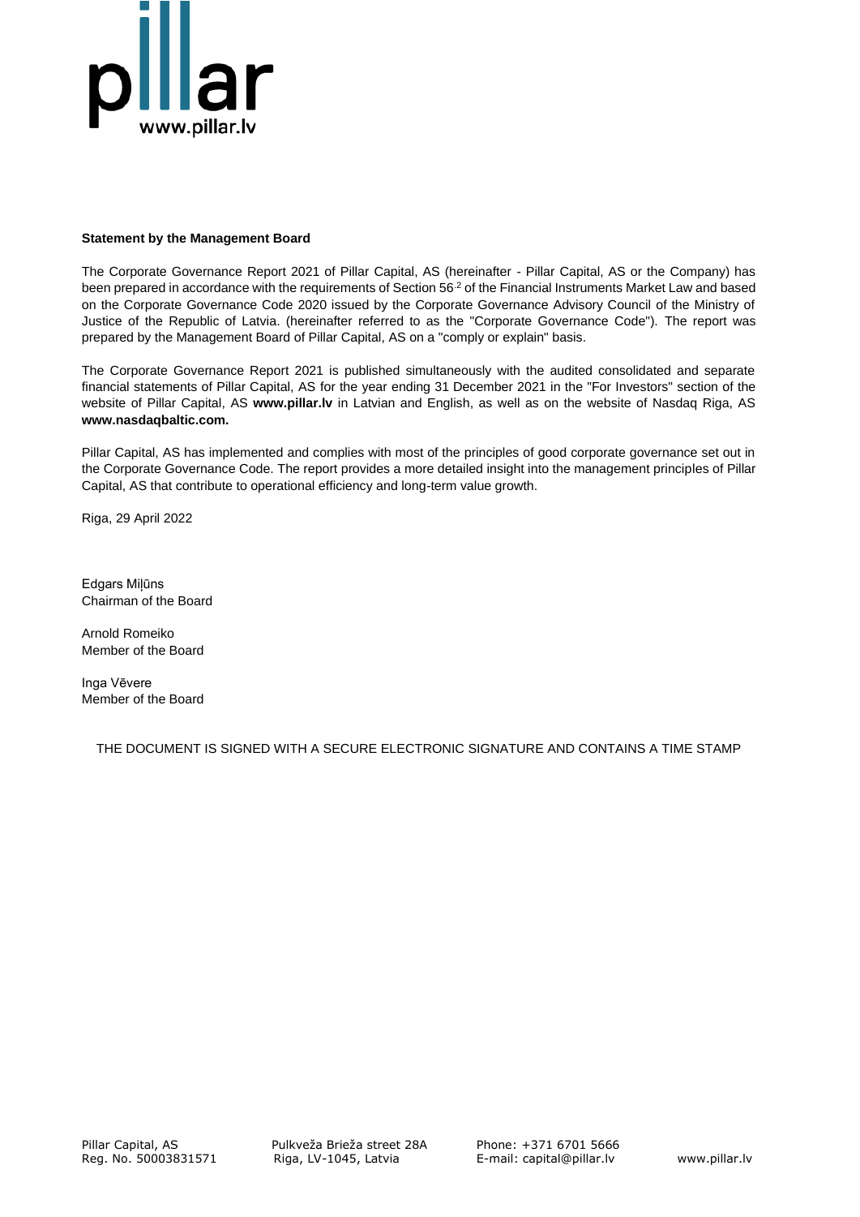**Statement by the Management Board**

The Corporate Governance Report 2021 of Pillar Capital, AS (hereinafter - Pillar Capital, AS or the Company) has been prepared in accordance with the requirements of Section $56^2$ of the Financial Instruments Market Law and based on the Corporate Governance Code 2020 issued by the Corporate Governance Advisory Council of the Ministry of Justice of the Republic of Latvia. (hereinafter referred to as the "Corporate Governance Code"). The report was prepared by the Management Board of Pillar Capital, AS on a "comply or explain" basis.

The Corporate Governance Report 2021 is published simultaneously with the audited consolidated and separate financial statements of Pillar Capital, AS for the year ending 31 December 2021 in the "For Investors" section of the website of Pillar Capital, AS **www.pillar.lv** in Latvian and English, as well as on the website of Nasdaq Riga, AS **www.nasdaqbaltic.com.**

Pillar Capital, AS has implemented and complies with most of the principles of good corporate governance set out in the Corporate Governance Code. The report provides a more detailed insight into the management principles of Pillar Capital, AS that contribute to operational efficiency and long-term value growth.

Riga, 29 April 2022

Edgars Miļūns
Chairman of the Board

Arnold Romeiko
Member of the Board

Inga Vēvere
Member of the Board

THE DOCUMENT IS SIGNED WITH A SECURE ELECTRONIC SIGNATURE AND CONTAINS A TIME STAMP

Pillar Capital, AS
Reg. No. 50003831571

Pulkveža Brieža street 28A
Riga, LV-1045, Latvia

Phone: +371 6701 5666
E-mail: capital@pillar.lv

www.pillar.lv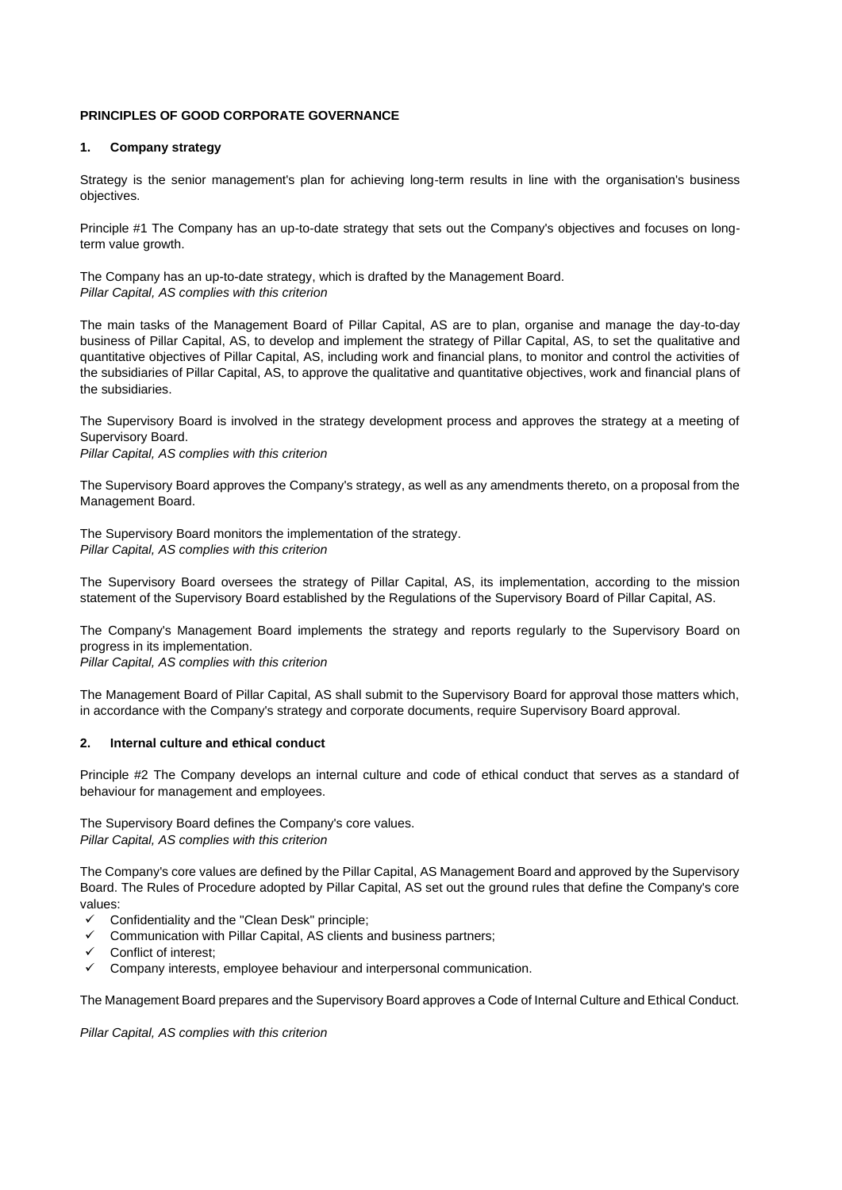**PRINCIPLES OF GOOD CORPORATE GOVERNANCE**

## 1. Company strategy

Strategy is the senior management's plan for achieving long-term results in line with the organisation's business objectives.

Principle #1 The Company has an up-to-date strategy that sets out the Company's objectives and focuses on long-term value growth.

The Company has an up-to-date strategy, which is drafted by the Management Board.
*Pillar Capital, AS complies with this criterion*

The main tasks of the Management Board of Pillar Capital, AS are to plan, organise and manage the day-to-day business of Pillar Capital, AS, to develop and implement the strategy of Pillar Capital, AS, to set the qualitative and quantitative objectives of Pillar Capital, AS, including work and financial plans, to monitor and control the activities of the subsidiaries of Pillar Capital, AS, to approve the qualitative and quantitative objectives, work and financial plans of the subsidiaries.

The Supervisory Board is involved in the strategy development process and approves the strategy at a meeting of Supervisory Board.
*Pillar Capital, AS complies with this criterion*

The Supervisory Board approves the Company's strategy, as well as any amendments thereto, on a proposal from the Management Board.

The Supervisory Board monitors the implementation of the strategy.
*Pillar Capital, AS complies with this criterion*

The Supervisory Board oversees the strategy of Pillar Capital, AS, its implementation, according to the mission statement of the Supervisory Board established by the Regulations of the Supervisory Board of Pillar Capital, AS.

The Company's Management Board implements the strategy and reports regularly to the Supervisory Board on progress in its implementation.
*Pillar Capital, AS complies with this criterion*

The Management Board of Pillar Capital, AS shall submit to the Supervisory Board for approval those matters which, in accordance with the Company's strategy and corporate documents, require Supervisory Board approval.

## 2. Internal culture and ethical conduct

Principle #2 The Company develops an internal culture and code of ethical conduct that serves as a standard of behaviour for management and employees.

The Supervisory Board defines the Company's core values.
*Pillar Capital, AS complies with this criterion*

The Company's core values are defined by the Pillar Capital, AS Management Board and approved by the Supervisory Board. The Rules of Procedure adopted by Pillar Capital, AS set out the ground rules that define the Company's core values:

- ✓ Confidentiality and the "Clean Desk" principle;
- ✓ Communication with Pillar Capital, AS clients and business partners;
- ✓ Conflict of interest;
- ✓ Company interests, employee behaviour and interpersonal communication.

The Management Board prepares and the Supervisory Board approves a Code of Internal Culture and Ethical Conduct.

*Pillar Capital, AS complies with this criterion*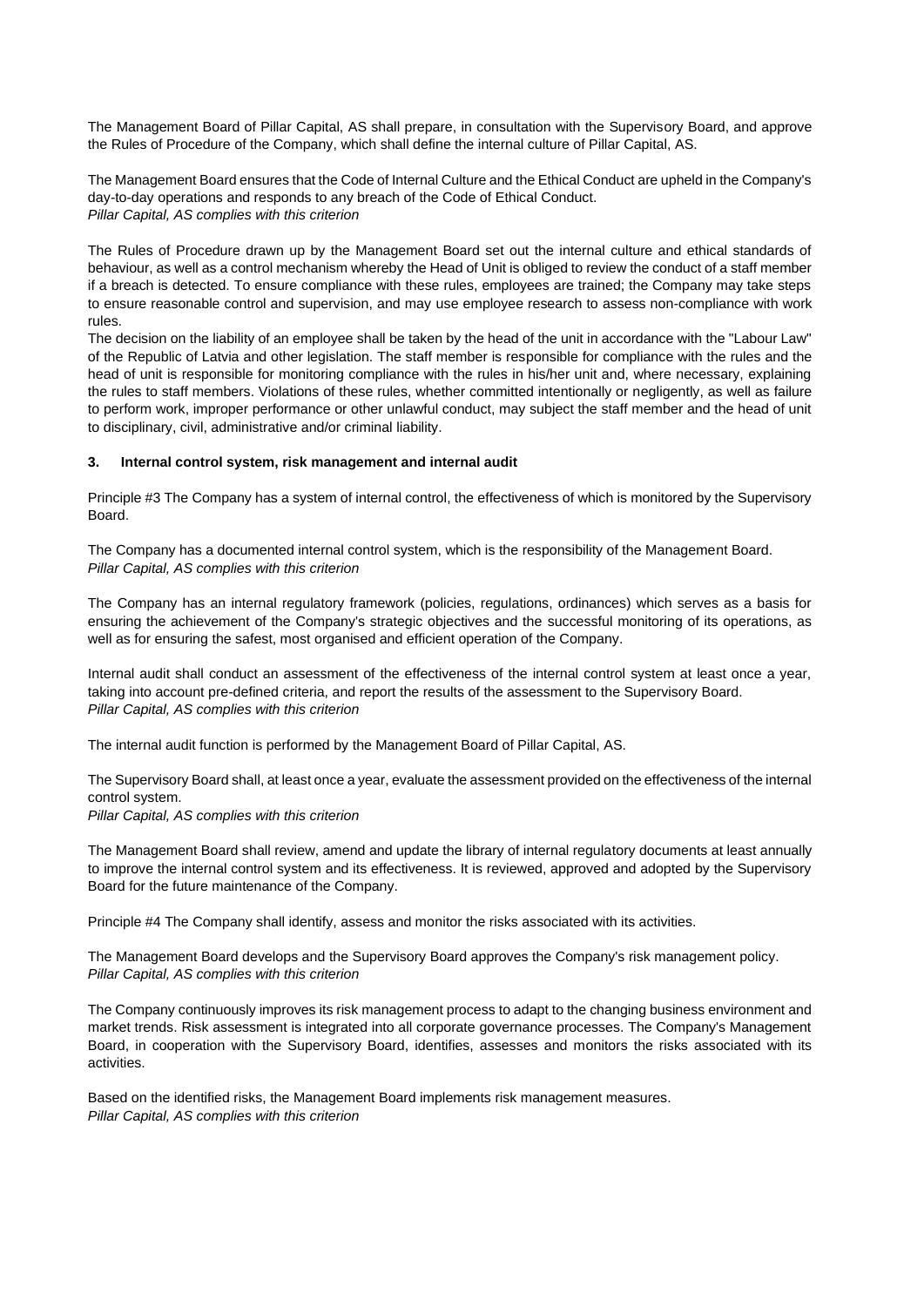The Management Board of Pillar Capital, AS shall prepare, in consultation with the Supervisory Board, and approve the Rules of Procedure of the Company, which shall define the internal culture of Pillar Capital, AS.

The Management Board ensures that the Code of Internal Culture and the Ethical Conduct are upheld in the Company's day-to-day operations and responds to any breach of the Code of Ethical Conduct.
*Pillar Capital, AS complies with this criterion*

The Rules of Procedure drawn up by the Management Board set out the internal culture and ethical standards of behaviour, as well as a control mechanism whereby the Head of Unit is obliged to review the conduct of a staff member if a breach is detected. To ensure compliance with these rules, employees are trained; the Company may take steps to ensure reasonable control and supervision, and may use employee research to assess non-compliance with work rules.
The decision on the liability of an employee shall be taken by the head of the unit in accordance with the "Labour Law" of the Republic of Latvia and other legislation. The staff member is responsible for compliance with the rules and the head of unit is responsible for monitoring compliance with the rules in his/her unit and, where necessary, explaining the rules to staff members. Violations of these rules, whether committed intentionally or negligently, as well as failure to perform work, improper performance or other unlawful conduct, may subject the staff member and the head of unit to disciplinary, civil, administrative and/or criminal liability.

### 3. Internal control system, risk management and internal audit

Principle #3 The Company has a system of internal control, the effectiveness of which is monitored by the Supervisory Board.

The Company has a documented internal control system, which is the responsibility of the Management Board.
*Pillar Capital, AS complies with this criterion*

The Company has an internal regulatory framework (policies, regulations, ordinances) which serves as a basis for ensuring the achievement of the Company's strategic objectives and the successful monitoring of its operations, as well as for ensuring the safest, most organised and efficient operation of the Company.

Internal audit shall conduct an assessment of the effectiveness of the internal control system at least once a year, taking into account pre-defined criteria, and report the results of the assessment to the Supervisory Board.
*Pillar Capital, AS complies with this criterion*

The internal audit function is performed by the Management Board of Pillar Capital, AS.

The Supervisory Board shall, at least once a year, evaluate the assessment provided on the effectiveness of the internal control system.
*Pillar Capital, AS complies with this criterion*

The Management Board shall review, amend and update the library of internal regulatory documents at least annually to improve the internal control system and its effectiveness. It is reviewed, approved and adopted by the Supervisory Board for the future maintenance of the Company.

Principle #4 The Company shall identify, assess and monitor the risks associated with its activities.

The Management Board develops and the Supervisory Board approves the Company's risk management policy.
*Pillar Capital, AS complies with this criterion*

The Company continuously improves its risk management process to adapt to the changing business environment and market trends. Risk assessment is integrated into all corporate governance processes. The Company's Management Board, in cooperation with the Supervisory Board, identifies, assesses and monitors the risks associated with its activities.

Based on the identified risks, the Management Board implements risk management measures.
*Pillar Capital, AS complies with this criterion*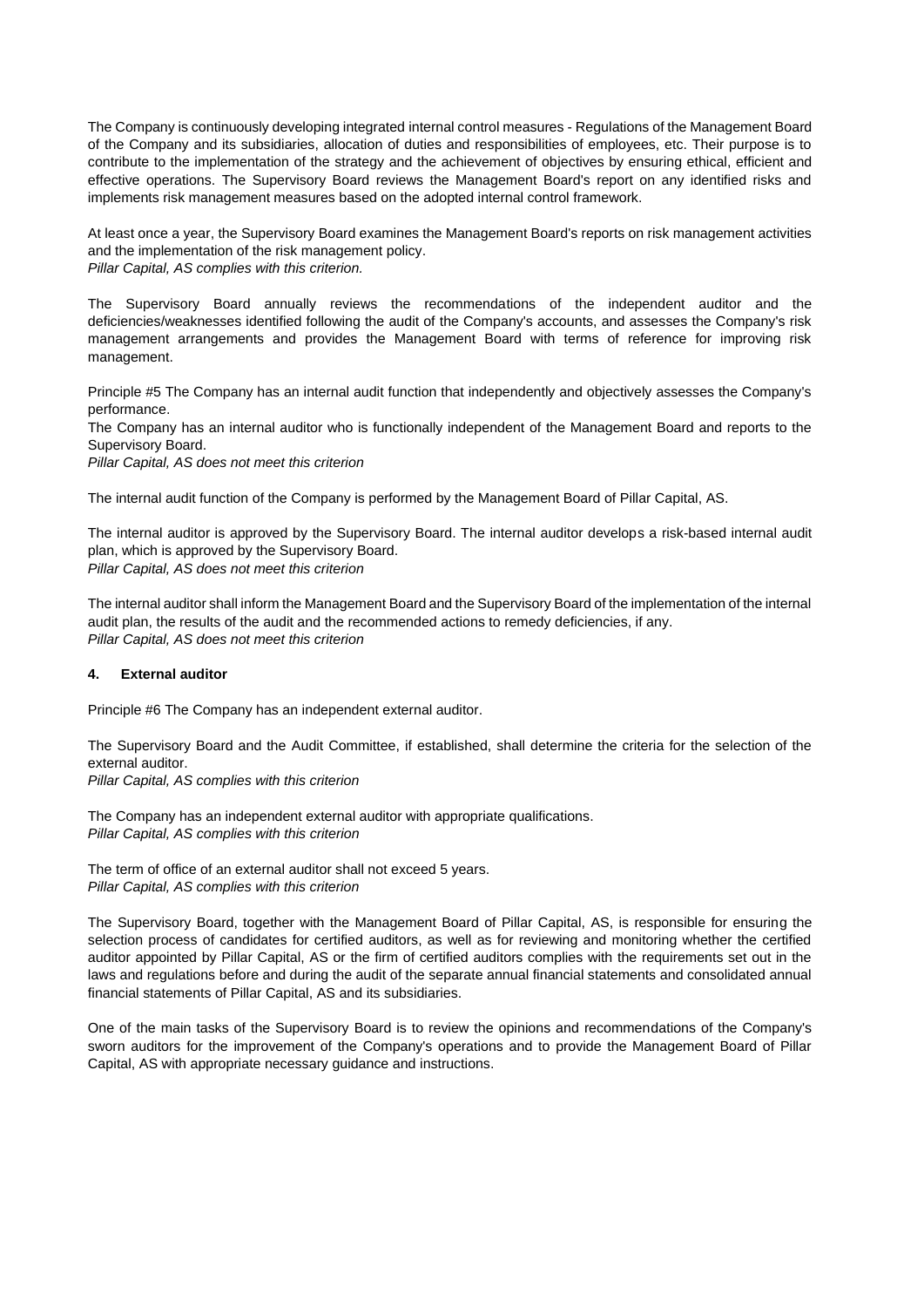The Company is continuously developing integrated internal control measures - Regulations of the Management Board of the Company and its subsidiaries, allocation of duties and responsibilities of employees, etc. Their purpose is to contribute to the implementation of the strategy and the achievement of objectives by ensuring ethical, efficient and effective operations. The Supervisory Board reviews the Management Board's report on any identified risks and implements risk management measures based on the adopted internal control framework.

At least once a year, the Supervisory Board examines the Management Board's reports on risk management activities and the implementation of the risk management policy.
*Pillar Capital, AS complies with this criterion.*

The Supervisory Board annually reviews the recommendations of the independent auditor and the deficiencies/weaknesses identified following the audit of the Company's accounts, and assesses the Company's risk management arrangements and provides the Management Board with terms of reference for improving risk management.

Principle #5 The Company has an internal audit function that independently and objectively assesses the Company's performance.
The Company has an internal auditor who is functionally independent of the Management Board and reports to the Supervisory Board.
*Pillar Capital, AS does not meet this criterion*

The internal audit function of the Company is performed by the Management Board of Pillar Capital, AS.

The internal auditor is approved by the Supervisory Board. The internal auditor develops a risk-based internal audit plan, which is approved by the Supervisory Board.
*Pillar Capital, AS does not meet this criterion*

The internal auditor shall inform the Management Board and the Supervisory Board of the implementation of the internal audit plan, the results of the audit and the recommended actions to remedy deficiencies, if any.
*Pillar Capital, AS does not meet this criterion*

## 4. External auditor

Principle #6 The Company has an independent external auditor.

The Supervisory Board and the Audit Committee, if established, shall determine the criteria for the selection of the external auditor.
*Pillar Capital, AS complies with this criterion*

The Company has an independent external auditor with appropriate qualifications.
*Pillar Capital, AS complies with this criterion*

The term of office of an external auditor shall not exceed 5 years.
*Pillar Capital, AS complies with this criterion*

The Supervisory Board, together with the Management Board of Pillar Capital, AS, is responsible for ensuring the selection process of candidates for certified auditors, as well as for reviewing and monitoring whether the certified auditor appointed by Pillar Capital, AS or the firm of certified auditors complies with the requirements set out in the laws and regulations before and during the audit of the separate annual financial statements and consolidated annual financial statements of Pillar Capital, AS and its subsidiaries.

One of the main tasks of the Supervisory Board is to review the opinions and recommendations of the Company's sworn auditors for the improvement of the Company's operations and to provide the Management Board of Pillar Capital, AS with appropriate necessary guidance and instructions.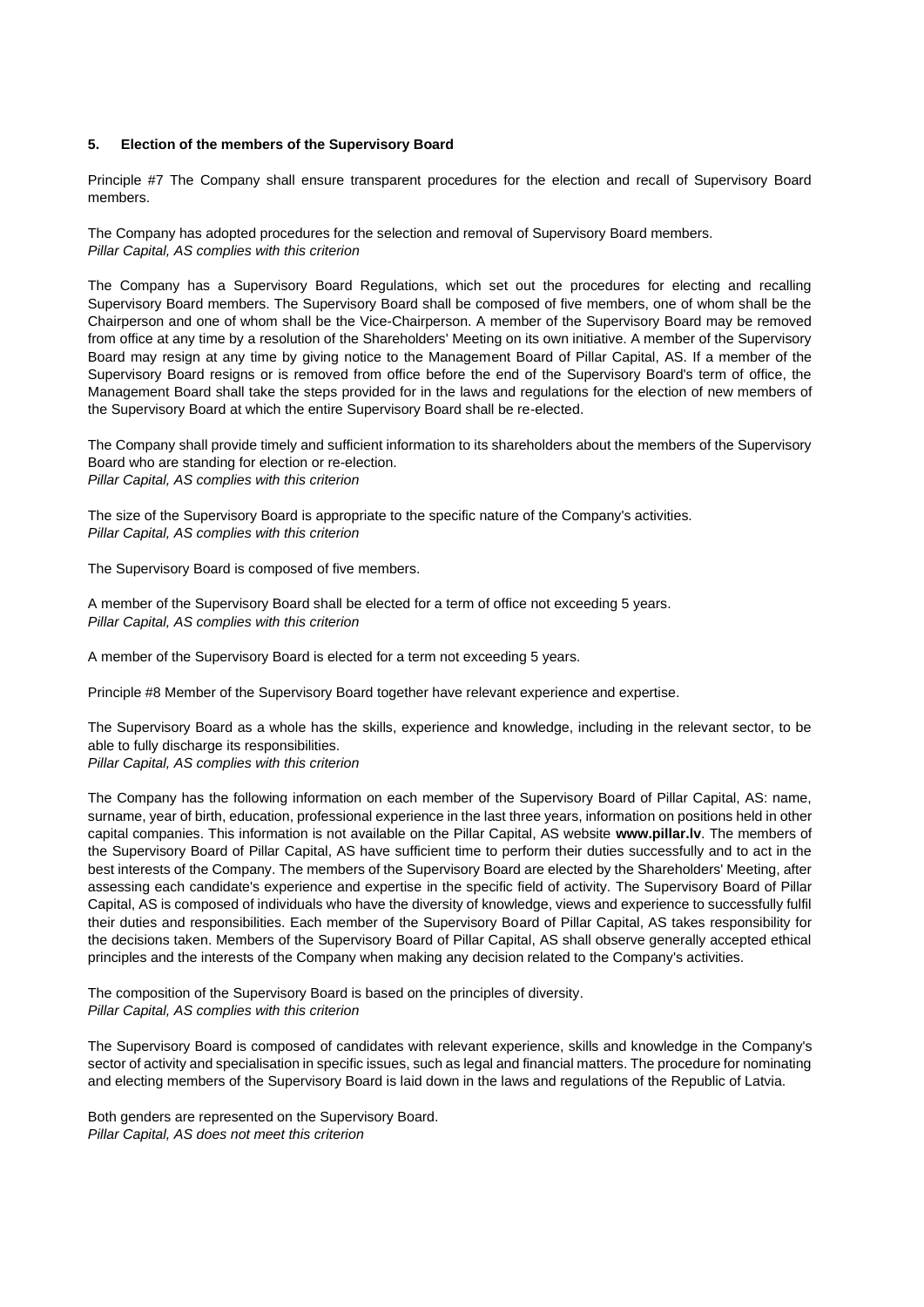### 5. Election of the members of the Supervisory Board

Principle #7 The Company shall ensure transparent procedures for the election and recall of Supervisory Board members.

The Company has adopted procedures for the selection and removal of Supervisory Board members.
*Pillar Capital, AS complies with this criterion*

The Company has a Supervisory Board Regulations, which set out the procedures for electing and recalling Supervisory Board members. The Supervisory Board shall be composed of five members, one of whom shall be the Chairperson and one of whom shall be the Vice-Chairperson. A member of the Supervisory Board may be removed from office at any time by a resolution of the Shareholders' Meeting on its own initiative. A member of the Supervisory Board may resign at any time by giving notice to the Management Board of Pillar Capital, AS. If a member of the Supervisory Board resigns or is removed from office before the end of the Supervisory Board's term of office, the Management Board shall take the steps provided for in the laws and regulations for the election of new members of the Supervisory Board at which the entire Supervisory Board shall be re-elected.

The Company shall provide timely and sufficient information to its shareholders about the members of the Supervisory Board who are standing for election or re-election.
*Pillar Capital, AS complies with this criterion*

The size of the Supervisory Board is appropriate to the specific nature of the Company's activities.
*Pillar Capital, AS complies with this criterion*

The Supervisory Board is composed of five members.

A member of the Supervisory Board shall be elected for a term of office not exceeding 5 years.
*Pillar Capital, AS complies with this criterion*

A member of the Supervisory Board is elected for a term not exceeding 5 years.

Principle #8 Member of the Supervisory Board together have relevant experience and expertise.

The Supervisory Board as a whole has the skills, experience and knowledge, including in the relevant sector, to be able to fully discharge its responsibilities.
*Pillar Capital, AS complies with this criterion*

The Company has the following information on each member of the Supervisory Board of Pillar Capital, AS: name, surname, year of birth, education, professional experience in the last three years, information on positions held in other capital companies. This information is not available on the Pillar Capital, AS website **www.pillar.lv**. The members of the Supervisory Board of Pillar Capital, AS have sufficient time to perform their duties successfully and to act in the best interests of the Company. The members of the Supervisory Board are elected by the Shareholders' Meeting, after assessing each candidate's experience and expertise in the specific field of activity. The Supervisory Board of Pillar Capital, AS is composed of individuals who have the diversity of knowledge, views and experience to successfully fulfil their duties and responsibilities. Each member of the Supervisory Board of Pillar Capital, AS takes responsibility for the decisions taken. Members of the Supervisory Board of Pillar Capital, AS shall observe generally accepted ethical principles and the interests of the Company when making any decision related to the Company's activities.

The composition of the Supervisory Board is based on the principles of diversity.
*Pillar Capital, AS complies with this criterion*

The Supervisory Board is composed of candidates with relevant experience, skills and knowledge in the Company's sector of activity and specialisation in specific issues, such as legal and financial matters. The procedure for nominating and electing members of the Supervisory Board is laid down in the laws and regulations of the Republic of Latvia.

Both genders are represented on the Supervisory Board.
*Pillar Capital, AS does not meet this criterion*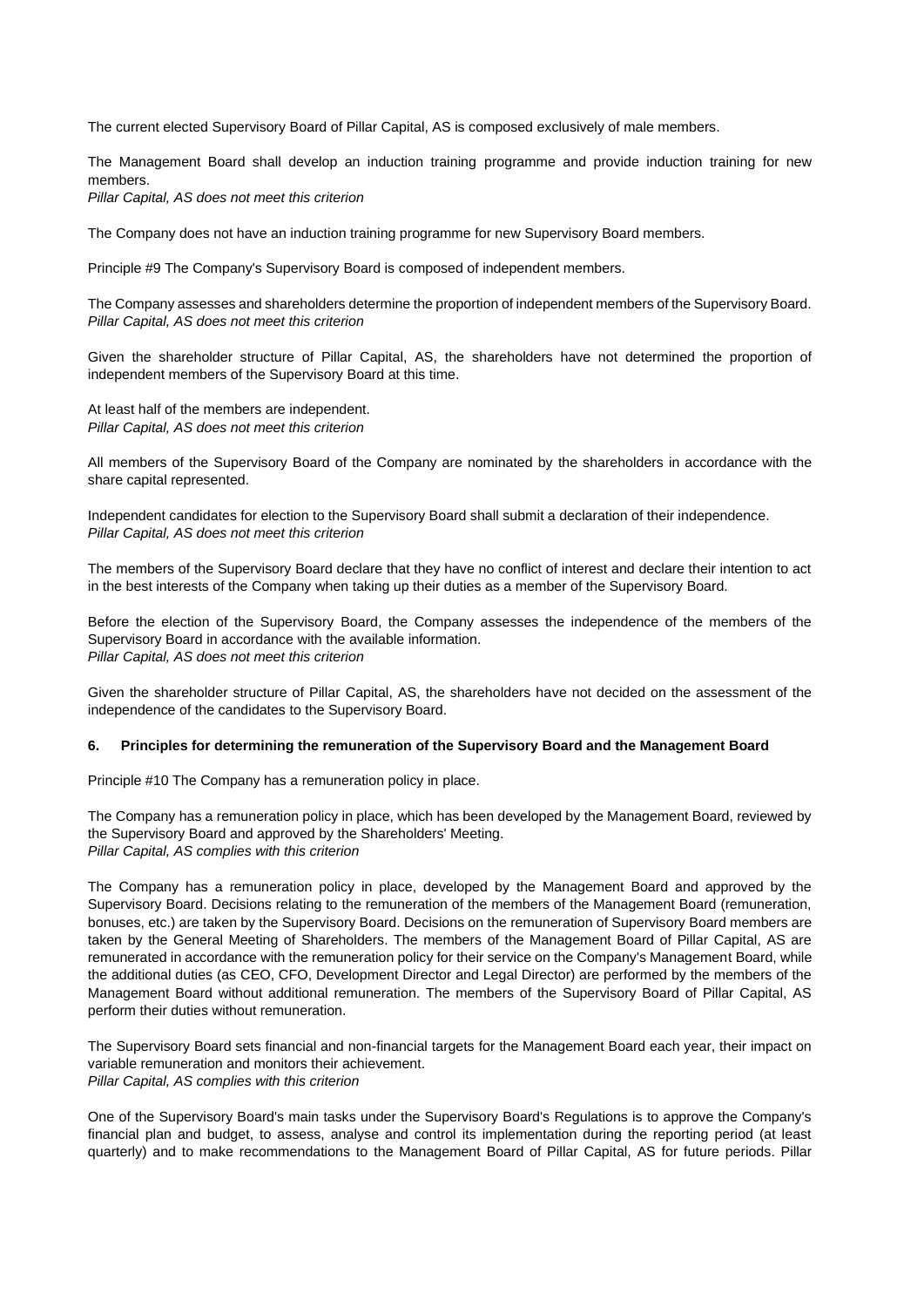The current elected Supervisory Board of Pillar Capital, AS is composed exclusively of male members.

The Management Board shall develop an induction training programme and provide induction training for new members.
*Pillar Capital, AS does not meet this criterion*

The Company does not have an induction training programme for new Supervisory Board members.

Principle #9 The Company's Supervisory Board is composed of independent members.

The Company assesses and shareholders determine the proportion of independent members of the Supervisory Board.
*Pillar Capital, AS does not meet this criterion*

Given the shareholder structure of Pillar Capital, AS, the shareholders have not determined the proportion of independent members of the Supervisory Board at this time.

At least half of the members are independent.
*Pillar Capital, AS does not meet this criterion*

All members of the Supervisory Board of the Company are nominated by the shareholders in accordance with the share capital represented.

Independent candidates for election to the Supervisory Board shall submit a declaration of their independence.
*Pillar Capital, AS does not meet this criterion*

The members of the Supervisory Board declare that they have no conflict of interest and declare their intention to act in the best interests of the Company when taking up their duties as a member of the Supervisory Board.

Before the election of the Supervisory Board, the Company assesses the independence of the members of the Supervisory Board in accordance with the available information.
*Pillar Capital, AS does not meet this criterion*

Given the shareholder structure of Pillar Capital, AS, the shareholders have not decided on the assessment of the independence of the candidates to the Supervisory Board.

## 6. Principles for determining the remuneration of the Supervisory Board and the Management Board

Principle #10 The Company has a remuneration policy in place.

The Company has a remuneration policy in place, which has been developed by the Management Board, reviewed by the Supervisory Board and approved by the Shareholders' Meeting.
*Pillar Capital, AS complies with this criterion*

The Company has a remuneration policy in place, developed by the Management Board and approved by the Supervisory Board. Decisions relating to the remuneration of the members of the Management Board (remuneration, bonuses, etc.) are taken by the Supervisory Board. Decisions on the remuneration of Supervisory Board members are taken by the General Meeting of Shareholders. The members of the Management Board of Pillar Capital, AS are remunerated in accordance with the remuneration policy for their service on the Company's Management Board, while the additional duties (as CEO, CFO, Development Director and Legal Director) are performed by the members of the Management Board without additional remuneration. The members of the Supervisory Board of Pillar Capital, AS perform their duties without remuneration.

The Supervisory Board sets financial and non-financial targets for the Management Board each year, their impact on variable remuneration and monitors their achievement.
*Pillar Capital, AS complies with this criterion*

One of the Supervisory Board's main tasks under the Supervisory Board's Regulations is to approve the Company's financial plan and budget, to assess, analyse and control its implementation during the reporting period (at least quarterly) and to make recommendations to the Management Board of Pillar Capital, AS for future periods. Pillar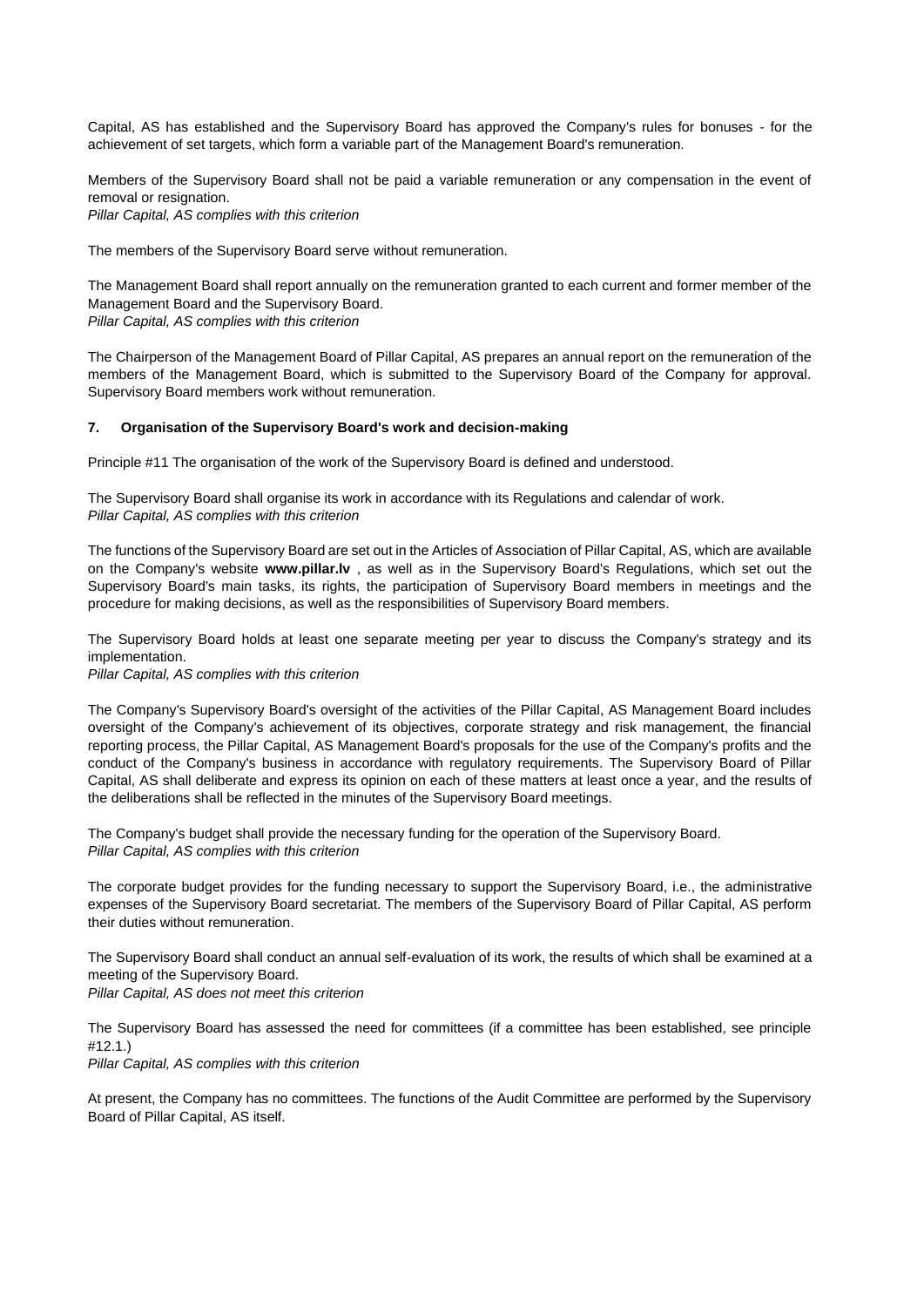Capital, AS has established and the Supervisory Board has approved the Company's rules for bonuses - for the achievement of set targets, which form a variable part of the Management Board's remuneration.

Members of the Supervisory Board shall not be paid a variable remuneration or any compensation in the event of removal or resignation.
*Pillar Capital, AS complies with this criterion*

The members of the Supervisory Board serve without remuneration.

The Management Board shall report annually on the remuneration granted to each current and former member of the Management Board and the Supervisory Board.
*Pillar Capital, AS complies with this criterion*

The Chairperson of the Management Board of Pillar Capital, AS prepares an annual report on the remuneration of the members of the Management Board, which is submitted to the Supervisory Board of the Company for approval. Supervisory Board members work without remuneration.

## 7. Organisation of the Supervisory Board's work and decision-making

Principle #11 The organisation of the work of the Supervisory Board is defined and understood.

The Supervisory Board shall organise its work in accordance with its Regulations and calendar of work.
*Pillar Capital, AS complies with this criterion*

The functions of the Supervisory Board are set out in the Articles of Association of Pillar Capital, AS, which are available on the Company's website **www.pillar.lv** , as well as in the Supervisory Board's Regulations, which set out the Supervisory Board's main tasks, its rights, the participation of Supervisory Board members in meetings and the procedure for making decisions, as well as the responsibilities of Supervisory Board members.

The Supervisory Board holds at least one separate meeting per year to discuss the Company's strategy and its implementation.
*Pillar Capital, AS complies with this criterion*

The Company's Supervisory Board's oversight of the activities of the Pillar Capital, AS Management Board includes oversight of the Company's achievement of its objectives, corporate strategy and risk management, the financial reporting process, the Pillar Capital, AS Management Board's proposals for the use of the Company's profits and the conduct of the Company's business in accordance with regulatory requirements. The Supervisory Board of Pillar Capital, AS shall deliberate and express its opinion on each of these matters at least once a year, and the results of the deliberations shall be reflected in the minutes of the Supervisory Board meetings.

The Company's budget shall provide the necessary funding for the operation of the Supervisory Board.
*Pillar Capital, AS complies with this criterion*

The corporate budget provides for the funding necessary to support the Supervisory Board, i.e., the administrative expenses of the Supervisory Board secretariat. The members of the Supervisory Board of Pillar Capital, AS perform their duties without remuneration.

The Supervisory Board shall conduct an annual self-evaluation of its work, the results of which shall be examined at a meeting of the Supervisory Board.
*Pillar Capital, AS does not meet this criterion*

The Supervisory Board has assessed the need for committees (if a committee has been established, see principle #12.1.)
*Pillar Capital, AS complies with this criterion*

At present, the Company has no committees. The functions of the Audit Committee are performed by the Supervisory Board of Pillar Capital, AS itself.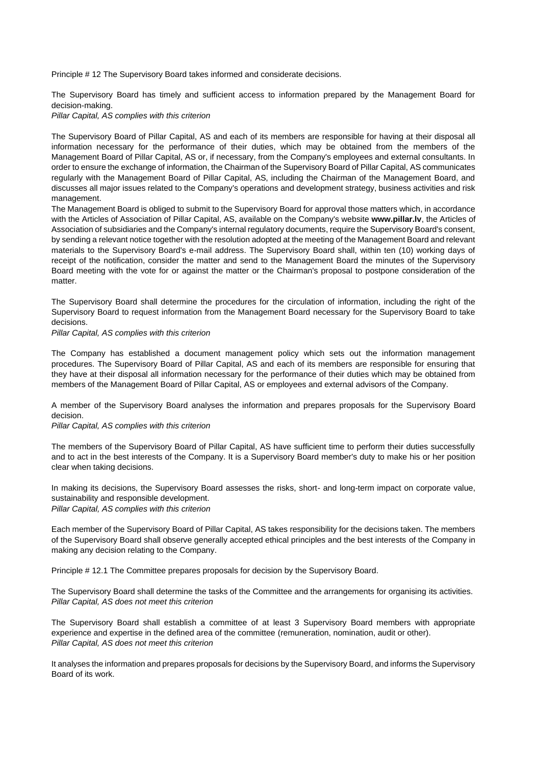Principle # 12 The Supervisory Board takes informed and considerate decisions.

The Supervisory Board has timely and sufficient access to information prepared by the Management Board for decision-making.
*Pillar Capital, AS complies with this criterion*

The Supervisory Board of Pillar Capital, AS and each of its members are responsible for having at their disposal all information necessary for the performance of their duties, which may be obtained from the members of the Management Board of Pillar Capital, AS or, if necessary, from the Company's employees and external consultants. In order to ensure the exchange of information, the Chairman of the Supervisory Board of Pillar Capital, AS communicates regularly with the Management Board of Pillar Capital, AS, including the Chairman of the Management Board, and discusses all major issues related to the Company's operations and development strategy, business activities and risk management.
The Management Board is obliged to submit to the Supervisory Board for approval those matters which, in accordance with the Articles of Association of Pillar Capital, AS, available on the Company's website **www.pillar.lv**, the Articles of Association of subsidiaries and the Company's internal regulatory documents, require the Supervisory Board's consent, by sending a relevant notice together with the resolution adopted at the meeting of the Management Board and relevant materials to the Supervisory Board's e-mail address. The Supervisory Board shall, within ten (10) working days of receipt of the notification, consider the matter and send to the Management Board the minutes of the Supervisory Board meeting with the vote for or against the matter or the Chairman's proposal to postpone consideration of the matter.

The Supervisory Board shall determine the procedures for the circulation of information, including the right of the Supervisory Board to request information from the Management Board necessary for the Supervisory Board to take decisions.
*Pillar Capital, AS complies with this criterion*

The Company has established a document management policy which sets out the information management procedures. The Supervisory Board of Pillar Capital, AS and each of its members are responsible for ensuring that they have at their disposal all information necessary for the performance of their duties which may be obtained from members of the Management Board of Pillar Capital, AS or employees and external advisors of the Company.

A member of the Supervisory Board analyses the information and prepares proposals for the Supervisory Board decision.
*Pillar Capital, AS complies with this criterion*

The members of the Supervisory Board of Pillar Capital, AS have sufficient time to perform their duties successfully and to act in the best interests of the Company. It is a Supervisory Board member's duty to make his or her position clear when taking decisions.

In making its decisions, the Supervisory Board assesses the risks, short- and long-term impact on corporate value, sustainability and responsible development.
*Pillar Capital, AS complies with this criterion*

Each member of the Supervisory Board of Pillar Capital, AS takes responsibility for the decisions taken. The members of the Supervisory Board shall observe generally accepted ethical principles and the best interests of the Company in making any decision relating to the Company.

Principle # 12.1 The Committee prepares proposals for decision by the Supervisory Board.

The Supervisory Board shall determine the tasks of the Committee and the arrangements for organising its activities.
*Pillar Capital, AS does not meet this criterion*

The Supervisory Board shall establish a committee of at least 3 Supervisory Board members with appropriate experience and expertise in the defined area of the committee (remuneration, nomination, audit or other).
*Pillar Capital, AS does not meet this criterion*

It analyses the information and prepares proposals for decisions by the Supervisory Board, and informs the Supervisory Board of its work.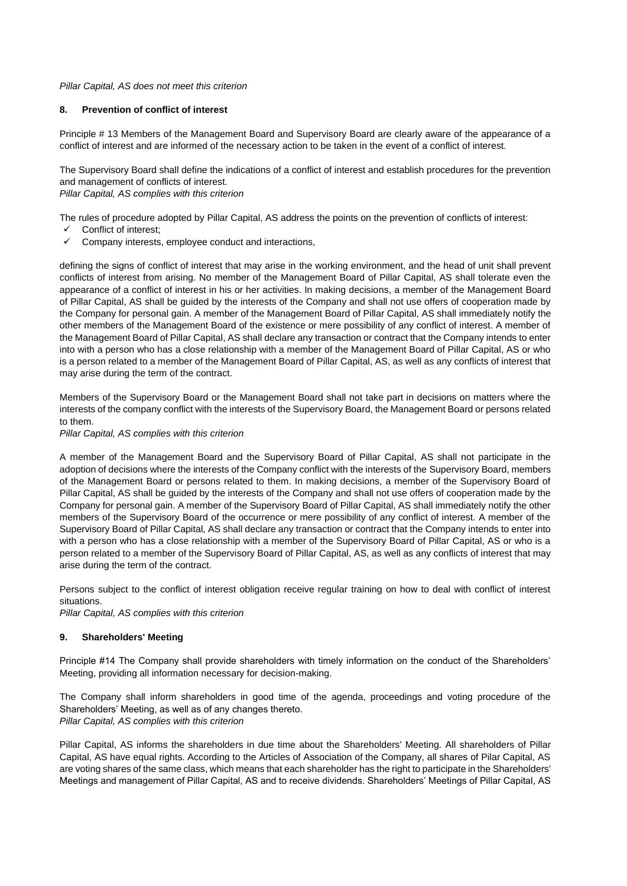*Pillar Capital, AS does not meet this criterion*

## 8. Prevention of conflict of interest

Principle # 13 Members of the Management Board and Supervisory Board are clearly aware of the appearance of a conflict of interest and are informed of the necessary action to be taken in the event of a conflict of interest.

The Supervisory Board shall define the indications of a conflict of interest and establish procedures for the prevention and management of conflicts of interest.
*Pillar Capital, AS complies with this criterion*

The rules of procedure adopted by Pillar Capital, AS address the points on the prevention of conflicts of interest:

- ✓ Conflict of interest;
- ✓ Company interests, employee conduct and interactions,

defining the signs of conflict of interest that may arise in the working environment, and the head of unit shall prevent conflicts of interest from arising. No member of the Management Board of Pillar Capital, AS shall tolerate even the appearance of a conflict of interest in his or her activities. In making decisions, a member of the Management Board of Pillar Capital, AS shall be guided by the interests of the Company and shall not use offers of cooperation made by the Company for personal gain. A member of the Management Board of Pillar Capital, AS shall immediately notify the other members of the Management Board of the existence or mere possibility of any conflict of interest. A member of the Management Board of Pillar Capital, AS shall declare any transaction or contract that the Company intends to enter into with a person who has a close relationship with a member of the Management Board of Pillar Capital, AS or who is a person related to a member of the Management Board of Pillar Capital, AS, as well as any conflicts of interest that may arise during the term of the contract.

Members of the Supervisory Board or the Management Board shall not take part in decisions on matters where the interests of the company conflict with the interests of the Supervisory Board, the Management Board or persons related to them.
*Pillar Capital, AS complies with this criterion*

A member of the Management Board and the Supervisory Board of Pillar Capital, AS shall not participate in the adoption of decisions where the interests of the Company conflict with the interests of the Supervisory Board, members of the Management Board or persons related to them. In making decisions, a member of the Supervisory Board of Pillar Capital, AS shall be guided by the interests of the Company and shall not use offers of cooperation made by the Company for personal gain. A member of the Supervisory Board of Pillar Capital, AS shall immediately notify the other members of the Supervisory Board of the occurrence or mere possibility of any conflict of interest. A member of the Supervisory Board of Pillar Capital, AS shall declare any transaction or contract that the Company intends to enter into with a person who has a close relationship with a member of the Supervisory Board of Pillar Capital, AS or who is a person related to a member of the Supervisory Board of Pillar Capital, AS, as well as any conflicts of interest that may arise during the term of the contract.

Persons subject to the conflict of interest obligation receive regular training on how to deal with conflict of interest situations.
*Pillar Capital, AS complies with this criterion*

## 9. Shareholders' Meeting

Principle #14 The Company shall provide shareholders with timely information on the conduct of the Shareholders' Meeting, providing all information necessary for decision-making.

The Company shall inform shareholders in good time of the agenda, proceedings and voting procedure of the Shareholders' Meeting, as well as of any changes thereto.
*Pillar Capital, AS complies with this criterion*

Pillar Capital, AS informs the shareholders in due time about the Shareholders' Meeting. All shareholders of Pillar Capital, AS have equal rights. According to the Articles of Association of the Company, all shares of Pilar Capital, AS are voting shares of the same class, which means that each shareholder has the right to participate in the Shareholders' Meetings and management of Pillar Capital, AS and to receive dividends. Shareholders' Meetings of Pillar Capital, AS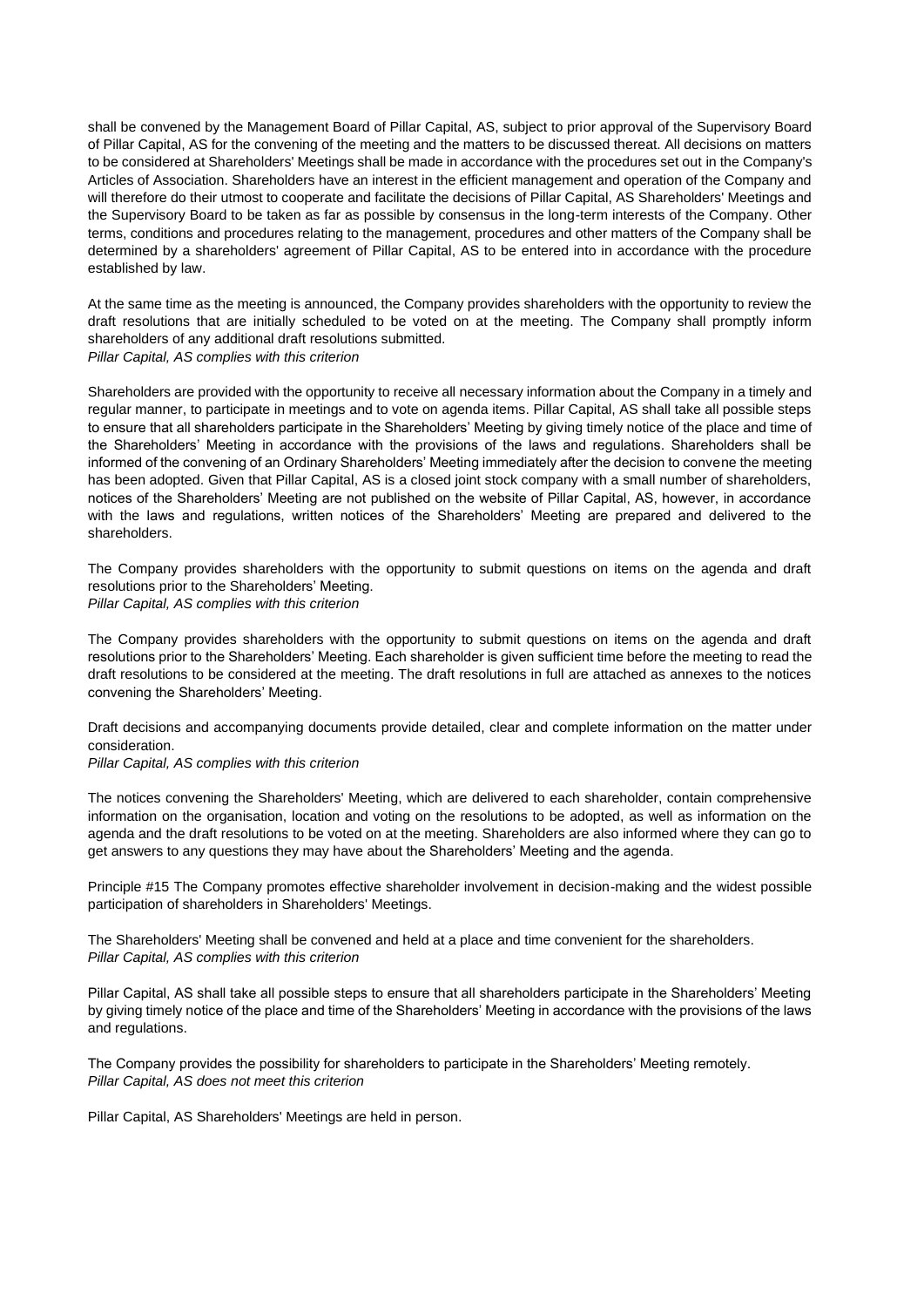shall be convened by the Management Board of Pillar Capital, AS, subject to prior approval of the Supervisory Board of Pillar Capital, AS for the convening of the meeting and the matters to be discussed thereat. All decisions on matters to be considered at Shareholders' Meetings shall be made in accordance with the procedures set out in the Company's Articles of Association. Shareholders have an interest in the efficient management and operation of the Company and will therefore do their utmost to cooperate and facilitate the decisions of Pillar Capital, AS Shareholders' Meetings and the Supervisory Board to be taken as far as possible by consensus in the long-term interests of the Company. Other terms, conditions and procedures relating to the management, procedures and other matters of the Company shall be determined by a shareholders' agreement of Pillar Capital, AS to be entered into in accordance with the procedure established by law.

At the same time as the meeting is announced, the Company provides shareholders with the opportunity to review the draft resolutions that are initially scheduled to be voted on at the meeting. The Company shall promptly inform shareholders of any additional draft resolutions submitted.
*Pillar Capital, AS complies with this criterion*

Shareholders are provided with the opportunity to receive all necessary information about the Company in a timely and regular manner, to participate in meetings and to vote on agenda items. Pillar Capital, AS shall take all possible steps to ensure that all shareholders participate in the Shareholders' Meeting by giving timely notice of the place and time of the Shareholders' Meeting in accordance with the provisions of the laws and regulations. Shareholders shall be informed of the convening of an Ordinary Shareholders' Meeting immediately after the decision to convene the meeting has been adopted. Given that Pillar Capital, AS is a closed joint stock company with a small number of shareholders, notices of the Shareholders' Meeting are not published on the website of Pillar Capital, AS, however, in accordance with the laws and regulations, written notices of the Shareholders' Meeting are prepared and delivered to the shareholders.

The Company provides shareholders with the opportunity to submit questions on items on the agenda and draft resolutions prior to the Shareholders' Meeting.
*Pillar Capital, AS complies with this criterion*

The Company provides shareholders with the opportunity to submit questions on items on the agenda and draft resolutions prior to the Shareholders' Meeting. Each shareholder is given sufficient time before the meeting to read the draft resolutions to be considered at the meeting. The draft resolutions in full are attached as annexes to the notices convening the Shareholders' Meeting.

Draft decisions and accompanying documents provide detailed, clear and complete information on the matter under consideration.
*Pillar Capital, AS complies with this criterion*

The notices convening the Shareholders' Meeting, which are delivered to each shareholder, contain comprehensive information on the organisation, location and voting on the resolutions to be adopted, as well as information on the agenda and the draft resolutions to be voted on at the meeting. Shareholders are also informed where they can go to get answers to any questions they may have about the Shareholders' Meeting and the agenda.

Principle #15 The Company promotes effective shareholder involvement in decision-making and the widest possible participation of shareholders in Shareholders' Meetings.

The Shareholders' Meeting shall be convened and held at a place and time convenient for the shareholders.
*Pillar Capital, AS complies with this criterion*

Pillar Capital, AS shall take all possible steps to ensure that all shareholders participate in the Shareholders' Meeting by giving timely notice of the place and time of the Shareholders' Meeting in accordance with the provisions of the laws and regulations.

The Company provides the possibility for shareholders to participate in the Shareholders' Meeting remotely.
*Pillar Capital, AS does not meet this criterion*

Pillar Capital, AS Shareholders' Meetings are held in person.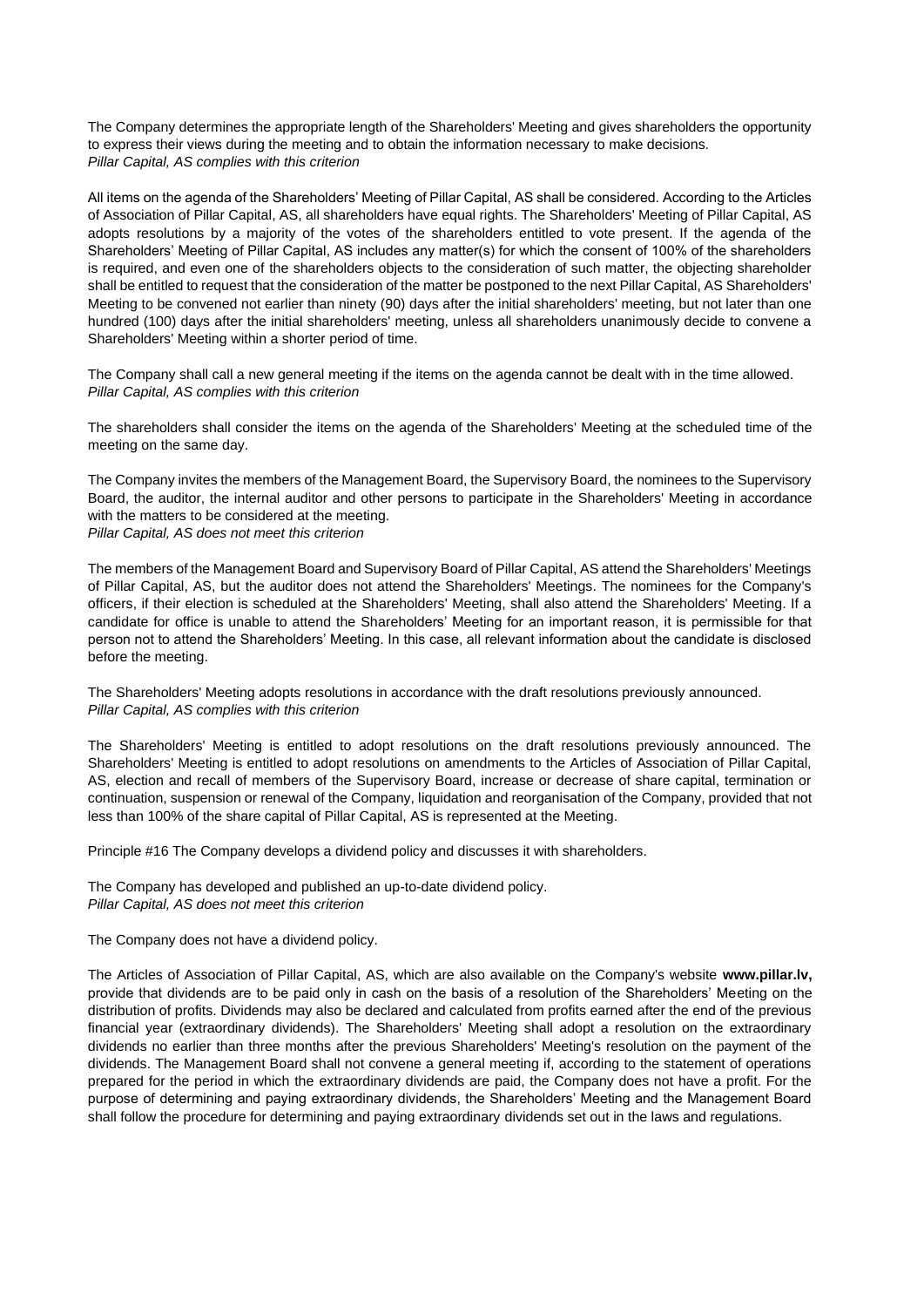The Company determines the appropriate length of the Shareholders' Meeting and gives shareholders the opportunity to express their views during the meeting and to obtain the information necessary to make decisions.
*Pillar Capital, AS complies with this criterion*

All items on the agenda of the Shareholders' Meeting of Pillar Capital, AS shall be considered. According to the Articles of Association of Pillar Capital, AS, all shareholders have equal rights. The Shareholders' Meeting of Pillar Capital, AS adopts resolutions by a majority of the votes of the shareholders entitled to vote present. If the agenda of the Shareholders' Meeting of Pillar Capital, AS includes any matter(s) for which the consent of 100% of the shareholders is required, and even one of the shareholders objects to the consideration of such matter, the objecting shareholder shall be entitled to request that the consideration of the matter be postponed to the next Pillar Capital, AS Shareholders' Meeting to be convened not earlier than ninety (90) days after the initial shareholders' meeting, but not later than one hundred (100) days after the initial shareholders' meeting, unless all shareholders unanimously decide to convene a Shareholders' Meeting within a shorter period of time.

The Company shall call a new general meeting if the items on the agenda cannot be dealt with in the time allowed.
*Pillar Capital, AS complies with this criterion*

The shareholders shall consider the items on the agenda of the Shareholders' Meeting at the scheduled time of the meeting on the same day.

The Company invites the members of the Management Board, the Supervisory Board, the nominees to the Supervisory Board, the auditor, the internal auditor and other persons to participate in the Shareholders' Meeting in accordance with the matters to be considered at the meeting.
*Pillar Capital, AS does not meet this criterion*

The members of the Management Board and Supervisory Board of Pillar Capital, AS attend the Shareholders' Meetings of Pillar Capital, AS, but the auditor does not attend the Shareholders' Meetings. The nominees for the Company's officers, if their election is scheduled at the Shareholders' Meeting, shall also attend the Shareholders' Meeting. If a candidate for office is unable to attend the Shareholders' Meeting for an important reason, it is permissible for that person not to attend the Shareholders' Meeting. In this case, all relevant information about the candidate is disclosed before the meeting.

The Shareholders' Meeting adopts resolutions in accordance with the draft resolutions previously announced.
*Pillar Capital, AS complies with this criterion*

The Shareholders' Meeting is entitled to adopt resolutions on the draft resolutions previously announced. The Shareholders' Meeting is entitled to adopt resolutions on amendments to the Articles of Association of Pillar Capital, AS, election and recall of members of the Supervisory Board, increase or decrease of share capital, termination or continuation, suspension or renewal of the Company, liquidation and reorganisation of the Company, provided that not less than 100% of the share capital of Pillar Capital, AS is represented at the Meeting.

Principle #16 The Company develops a dividend policy and discusses it with shareholders.

The Company has developed and published an up-to-date dividend policy.
*Pillar Capital, AS does not meet this criterion*

The Company does not have a dividend policy.

The Articles of Association of Pillar Capital, AS, which are also available on the Company's website **www.pillar.lv,** provide that dividends are to be paid only in cash on the basis of a resolution of the Shareholders' Meeting on the distribution of profits. Dividends may also be declared and calculated from profits earned after the end of the previous financial year (extraordinary dividends). The Shareholders' Meeting shall adopt a resolution on the extraordinary dividends no earlier than three months after the previous Shareholders' Meeting's resolution on the payment of the dividends. The Management Board shall not convene a general meeting if, according to the statement of operations prepared for the period in which the extraordinary dividends are paid, the Company does not have a profit. For the purpose of determining and paying extraordinary dividends, the Shareholders' Meeting and the Management Board shall follow the procedure for determining and paying extraordinary dividends set out in the laws and regulations.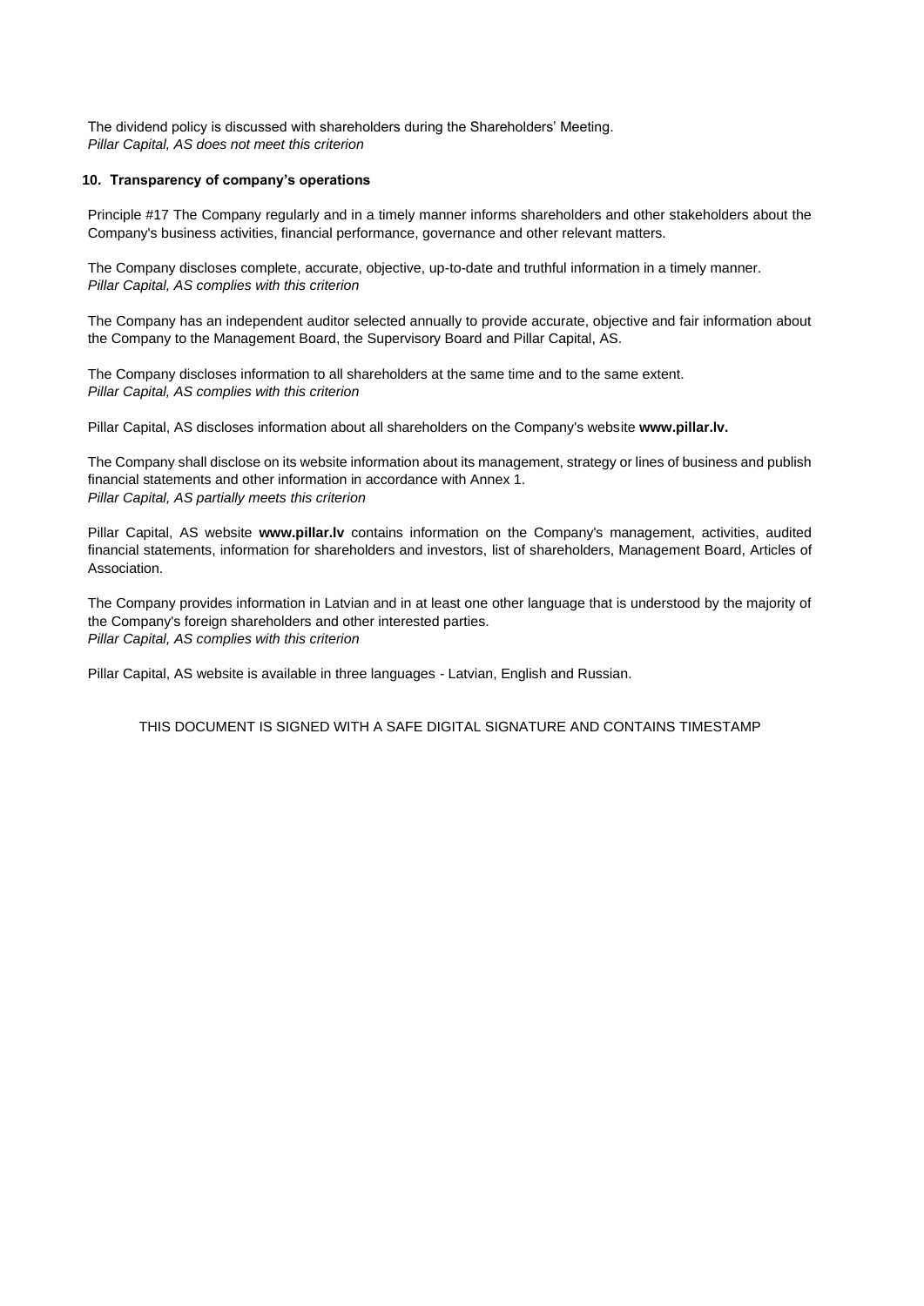The dividend policy is discussed with shareholders during the Shareholders' Meeting.
*Pillar Capital, AS does not meet this criterion*

**10. Transparency of company's operations**

Principle #17 The Company regularly and in a timely manner informs shareholders and other stakeholders about the Company's business activities, financial performance, governance and other relevant matters.

The Company discloses complete, accurate, objective, up-to-date and truthful information in a timely manner.
*Pillar Capital, AS complies with this criterion*

The Company has an independent auditor selected annually to provide accurate, objective and fair information about the Company to the Management Board, the Supervisory Board and Pillar Capital, AS.

The Company discloses information to all shareholders at the same time and to the same extent.
*Pillar Capital, AS complies with this criterion*

Pillar Capital, AS discloses information about all shareholders on the Company's website **www.pillar.lv.**

The Company shall disclose on its website information about its management, strategy or lines of business and publish financial statements and other information in accordance with Annex 1.
*Pillar Capital, AS partially meets this criterion*

Pillar Capital, AS website **www.pillar.lv** contains information on the Company's management, activities, audited financial statements, information for shareholders and investors, list of shareholders, Management Board, Articles of Association.

The Company provides information in Latvian and in at least one other language that is understood by the majority of the Company's foreign shareholders and other interested parties.
*Pillar Capital, AS complies with this criterion*

Pillar Capital, AS website is available in three languages - Latvian, English and Russian.

THIS DOCUMENT IS SIGNED WITH A SAFE DIGITAL SIGNATURE AND CONTAINS TIMESTAMP